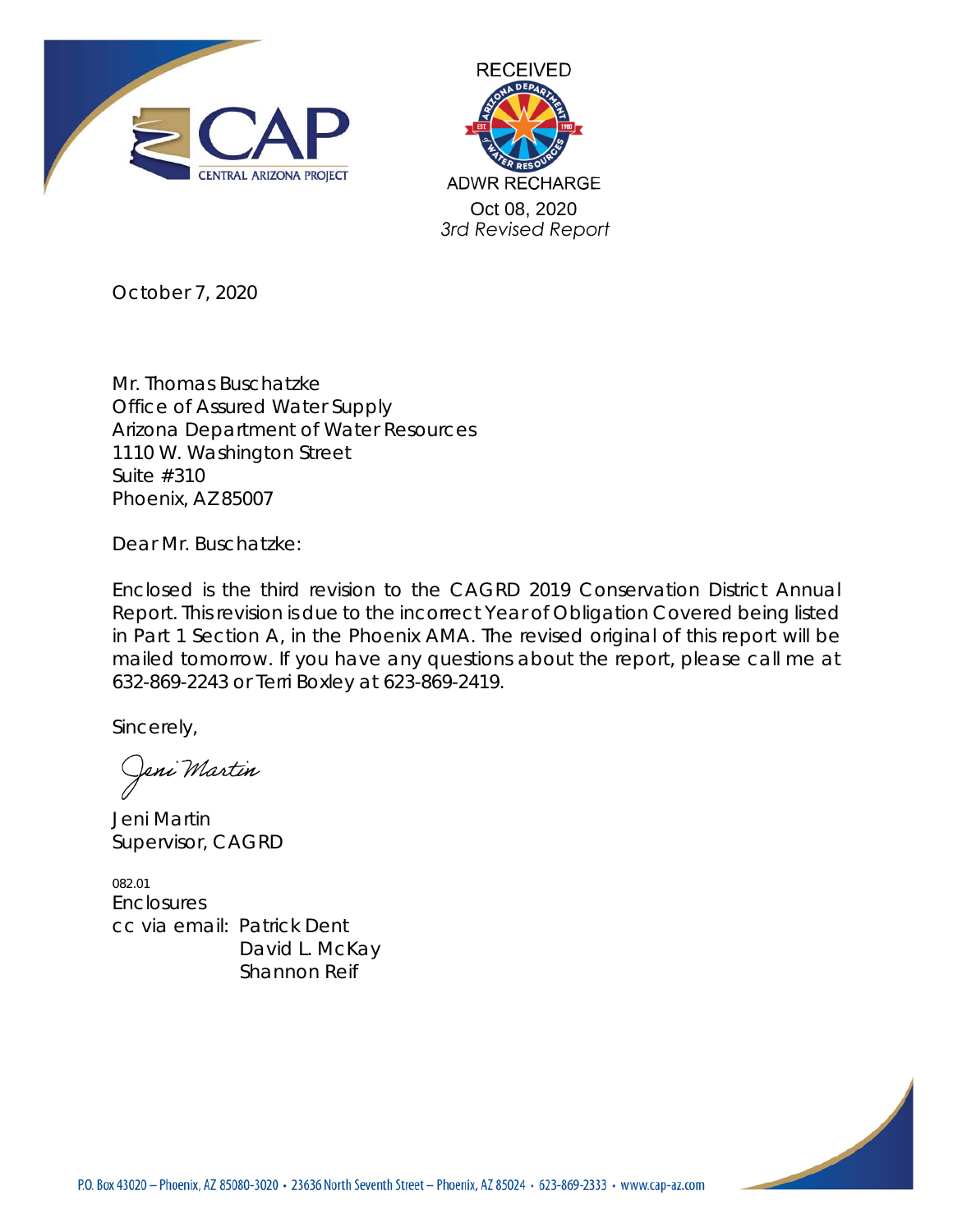CAP
CENTRAL ARIZONA PROJECT

RECEIVED
ADWR RECHARGE
Oct 08, 2020
*3rd Revised Report*

October 7, 2020

Mr. Thomas Buschatzke
Office of Assured Water Supply
Arizona Department of Water Resources
1110 W. Washington Street
Suite #310
Phoenix, AZ 85007

Dear Mr. Buschatzke:

Enclosed is the third revision to the CAGRD 2019 Conservation District Annual Report. This revision is due to the incorrect Year of Obligation Covered being listed in Part 1 Section A, in the Phoenix AMA. The revised original of this report will be mailed tomorrow. If you have any questions about the report, please call me at 632-869-2243 or Terri Boxley at 623-869-2419.

Sincerely,

*Jeni Martin*

Jeni Martin
Supervisor, CAGRD

082.01
Enclosures
cc via email: Patrick Dent
David L. McKay
Shannon Reif

P.O. Box 43020 – Phoenix, AZ 85080-3020 • 23636 North Seventh Street – Phoenix, AZ 85024 • 623-869-2333 • www.cap-az.com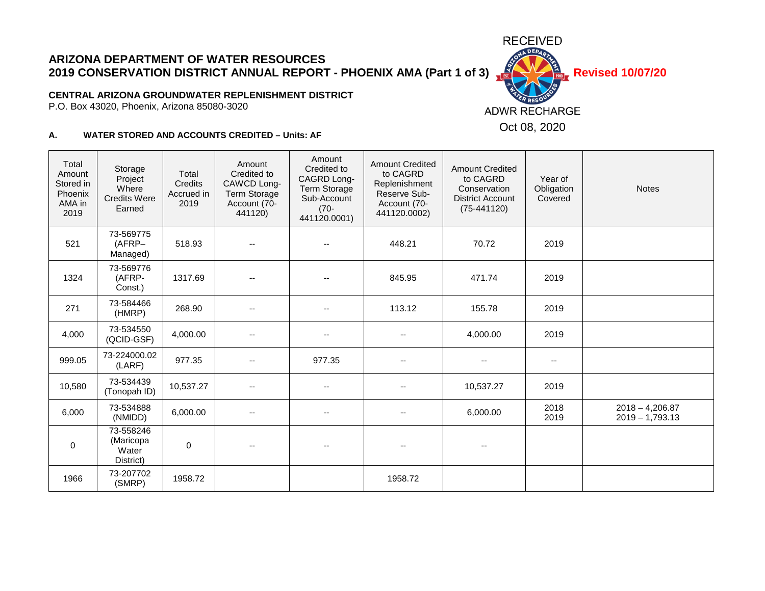RECEIVED

ADWR RECHARGE

Oct 08, 2020

**Revised 10/07/20**

## ARIZONA DEPARTMENT OF WATER RESOURCES
## 2019 CONSERVATION DISTRICT ANNUAL REPORT - PHOENIX AMA (Part 1 of 3)

**CENTRAL ARIZONA GROUNDWATER REPLENISHMENT DISTRICT**
P.O. Box 43020, Phoenix, Arizona 85080-3020

### A. WATER STORED AND ACCOUNTS CREDITED – Units: AF

| Total Amount Stored in Phoenix AMA in 2019 | Storage Project Where Credits Were Earned | Total Credits Accrued in 2019 | Amount Credited to CAWCD Long-Term Storage Account (70-441120) | Amount Credited to CAGRD Long-Term Storage Sub-Account (70-441120.0001) | Amount Credited to CAGRD Replenishment Reserve Sub-Account (70-441120.0002) | Amount Credited to CAGRD Conservation District Account (75-441120) | Year of Obligation Covered | Notes |
|---|---|---|---|---|---|---|---|---|
| 521 | 73-569775 (AFRP–Managed) | 518.93 | -- | -- | 448.21 | 70.72 | 2019 | |
| 1324 | 73-569776 (AFRP-Const.) | 1317.69 | -- | -- | 845.95 | 471.74 | 2019 | |
| 271 | 73-584466 (HMRP) | 268.90 | -- | -- | 113.12 | 155.78 | 2019 | |
| 4,000 | 73-534550 (QCID-GSF) | 4,000.00 | -- | -- | -- | 4,000.00 | 2019 | |
| 999.05 | 73-224000.02 (LARF) | 977.35 | -- | 977.35 | -- | -- | -- | |
| 10,580 | 73-534439 (Tonopah ID) | 10,537.27 | -- | -- | -- | 10,537.27 | 2019 | |
| 6,000 | 73-534888 (NMIDD) | 6,000.00 | -- | -- | -- | 6,000.00 | 2018 2019 | 2018 – 4,206.87 2019 – 1,793.13 |
| 0 | 73-558246 (Maricopa Water District) | 0 | -- | -- | -- | -- | | |
| 1966 | 73-207702 (SMRP) | 1958.72 | | | 1958.72 | | | |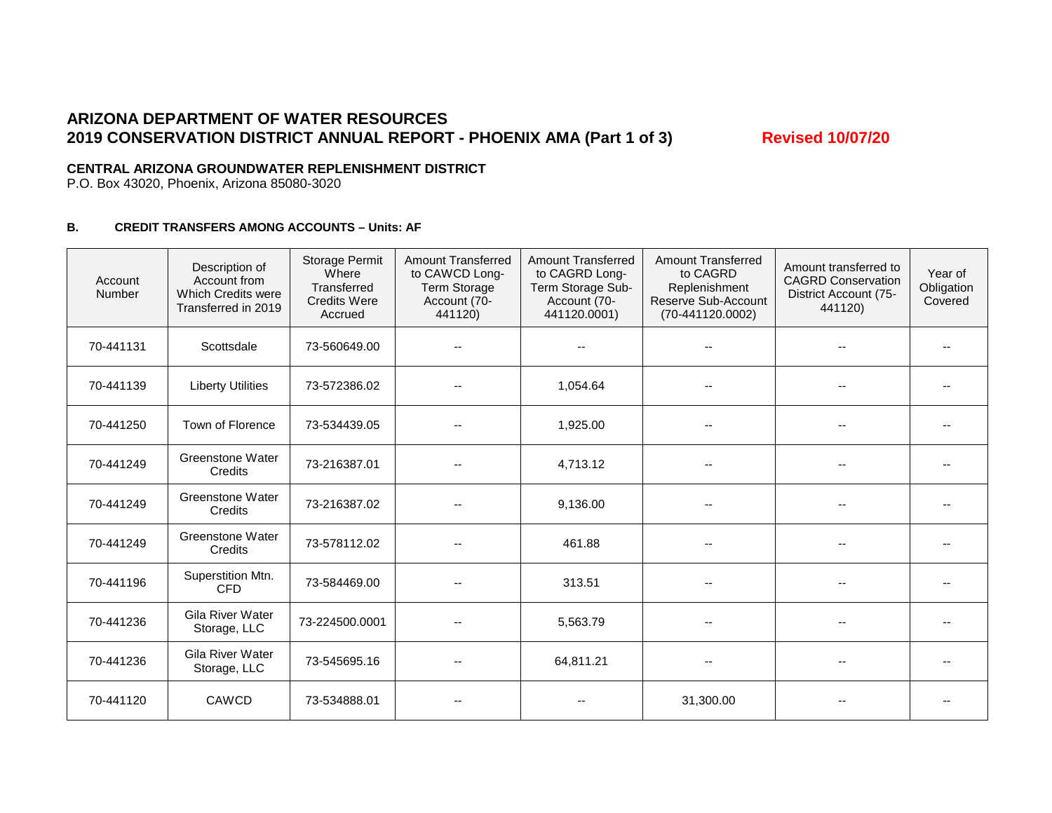# ARIZONA DEPARTMENT OF WATER RESOURCES
# 2019 CONSERVATION DISTRICT ANNUAL REPORT - PHOENIX AMA (Part 1 of 3)

**Revised 10/07/20**

**CENTRAL ARIZONA GROUNDWATER REPLENISHMENT DISTRICT**
P.O. Box 43020, Phoenix, Arizona 85080-3020

### B. CREDIT TRANSFERS AMONG ACCOUNTS – Units: AF

| Account Number | Description of Account from Which Credits were Transferred in 2019 | Storage Permit Where Transferred Credits Were Accrued | Amount Transferred to CAWCD Long-Term Storage Account (70-441120) | Amount Transferred to CAGRD Long-Term Storage Sub-Account (70-441120.0001) | Amount Transferred to CAGRD Replenishment Reserve Sub-Account (70-441120.0002) | Amount transferred to CAGRD Conservation District Account (75-441120) | Year of Obligation Covered |
|---|---|---|---|---|---|---|---|
| 70-441131 | Scottsdale | 73-560649.00 | -- | -- | -- | -- | -- |
| 70-441139 | Liberty Utilities | 73-572386.02 | -- | 1,054.64 | -- | -- | -- |
| 70-441250 | Town of Florence | 73-534439.05 | -- | 1,925.00 | -- | -- | -- |
| 70-441249 | Greenstone Water Credits | 73-216387.01 | -- | 4,713.12 | -- | -- | -- |
| 70-441249 | Greenstone Water Credits | 73-216387.02 | -- | 9,136.00 | -- | -- | -- |
| 70-441249 | Greenstone Water Credits | 73-578112.02 | -- | 461.88 | -- | -- | -- |
| 70-441196 | Superstition Mtn. CFD | 73-584469.00 | -- | 313.51 | -- | -- | -- |
| 70-441236 | Gila River Water Storage, LLC | 73-224500.0001 | -- | 5,563.79 | -- | -- | -- |
| 70-441236 | Gila River Water Storage, LLC | 73-545695.16 | -- | 64,811.21 | -- | -- | -- |
| 70-441120 | CAWCD | 73-534888.01 | -- | -- | 31,300.00 | -- | -- |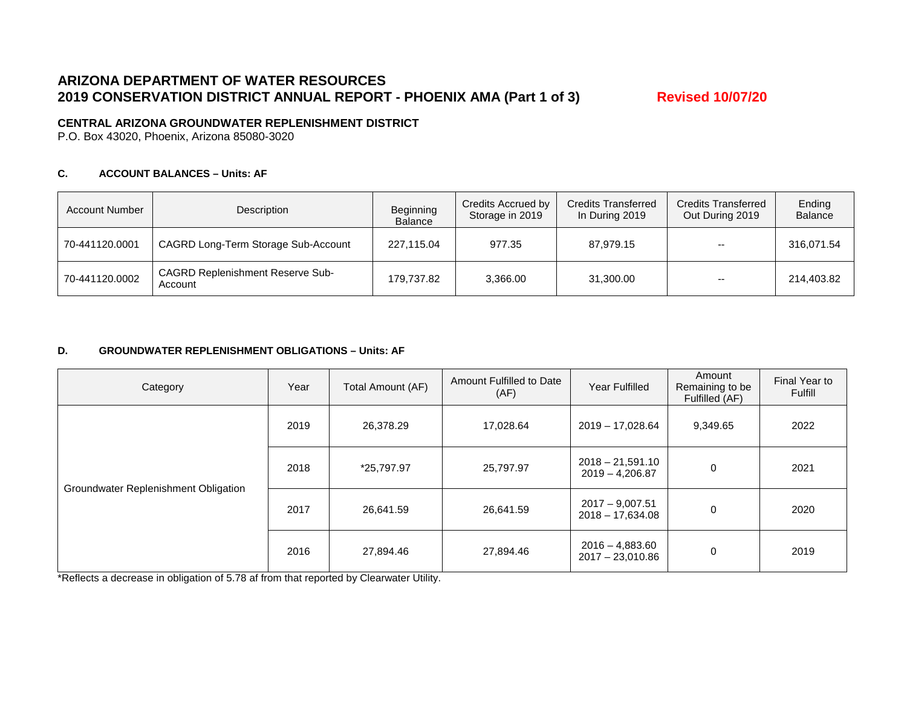# ARIZONA DEPARTMENT OF WATER RESOURCES
## 2019 CONSERVATION DISTRICT ANNUAL REPORT - PHOENIX AMA (Part 1 of 3)

**Revised 10/07/20**

**CENTRAL ARIZONA GROUNDWATER REPLENISHMENT DISTRICT**
P.O. Box 43020, Phoenix, Arizona 85080-3020

### C. ACCOUNT BALANCES – Units: AF

| Account Number | Description | Beginning Balance | Credits Accrued by Storage in 2019 | Credits Transferred In During 2019 | Credits Transferred Out During 2019 | Ending Balance |
|---|---|---|---|---|---|---|
| 70-441120.0001 | CAGRD Long-Term Storage Sub-Account | 227,115.04 | 977.35 | 87,979.15 | -- | 316,071.54 |
| 70-441120.0002 | CAGRD Replenishment Reserve Sub-Account | 179,737.82 | 3,366.00 | 31,300.00 | -- | 214,403.82 |

### D. GROUNDWATER REPLENISHMENT OBLIGATIONS – Units: AF

| Category | Year | Total Amount (AF) | Amount Fulfilled to Date (AF) | Year Fulfilled | Amount Remaining to be Fulfilled (AF) | Final Year to Fulfill |
|---|---|---|---|---|---|---|
| Groundwater Replenishment Obligation | 2019 | 26,378.29 | 17,028.64 | 2019 – 17,028.64 | 9,349.65 | 2022 |
| | 2018 | *25,797.97 | 25,797.97 | 2018 – 21,591.10<br>2019 – 4,206.87 | 0 | 2021 |
| | 2017 | 26,641.59 | 26,641.59 | 2017 – 9,007.51<br>2018 – 17,634.08 | 0 | 2020 |
| | 2016 | 27,894.46 | 27,894.46 | 2016 – 4,883.60<br>2017 – 23,010.86 | 0 | 2019 |

*Reflects a decrease in obligation of 5.78 af from that reported by Clearwater Utility.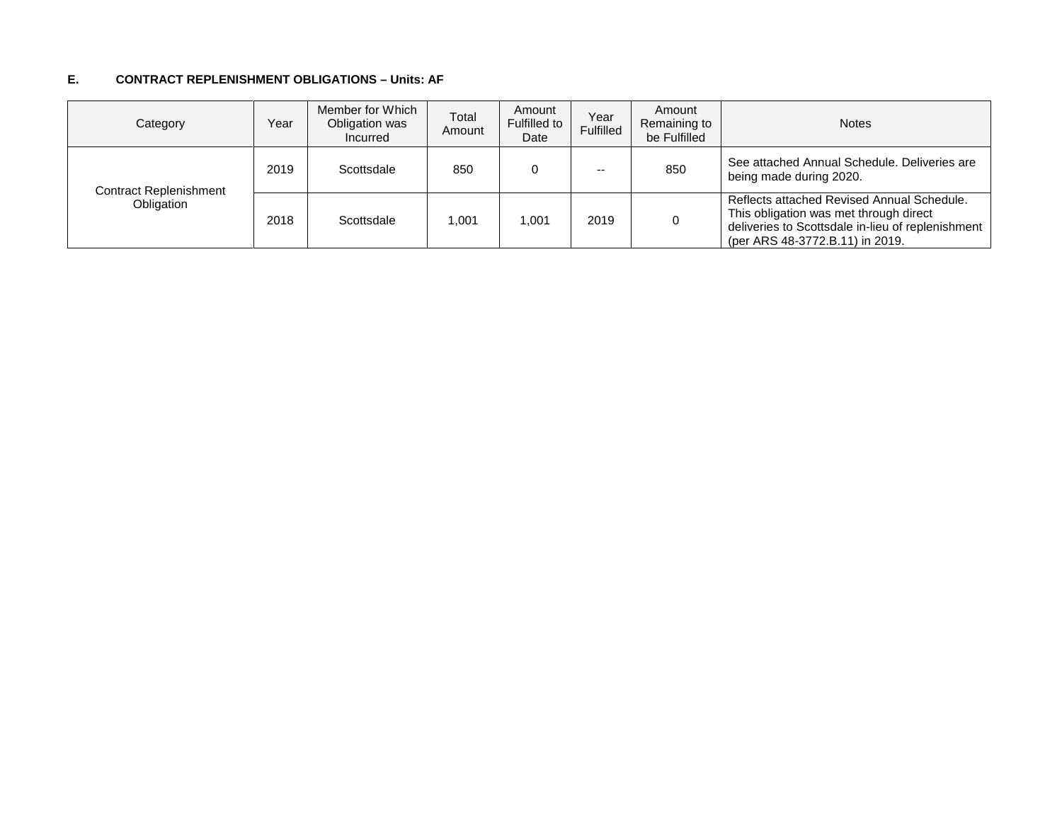**E. CONTRACT REPLENISHMENT OBLIGATIONS – Units: AF**

| Category | Year | Member for Which Obligation was Incurred | Total Amount | Amount Fulfilled to Date | Year Fulfilled | Amount Remaining to be Fulfilled | Notes |
|---|---|---|---|---|---|---|---|
| Contract Replenishment Obligation | 2019 | Scottsdale | 850 | 0 | -- | 850 | See attached Annual Schedule. Deliveries are being made during 2020. |
| | 2018 | Scottsdale | 1,001 | 1,001 | 2019 | 0 | Reflects attached Revised Annual Schedule. This obligation was met through direct deliveries to Scottsdale in-lieu of replenishment (per ARS 48-3772.B.11) in 2019. |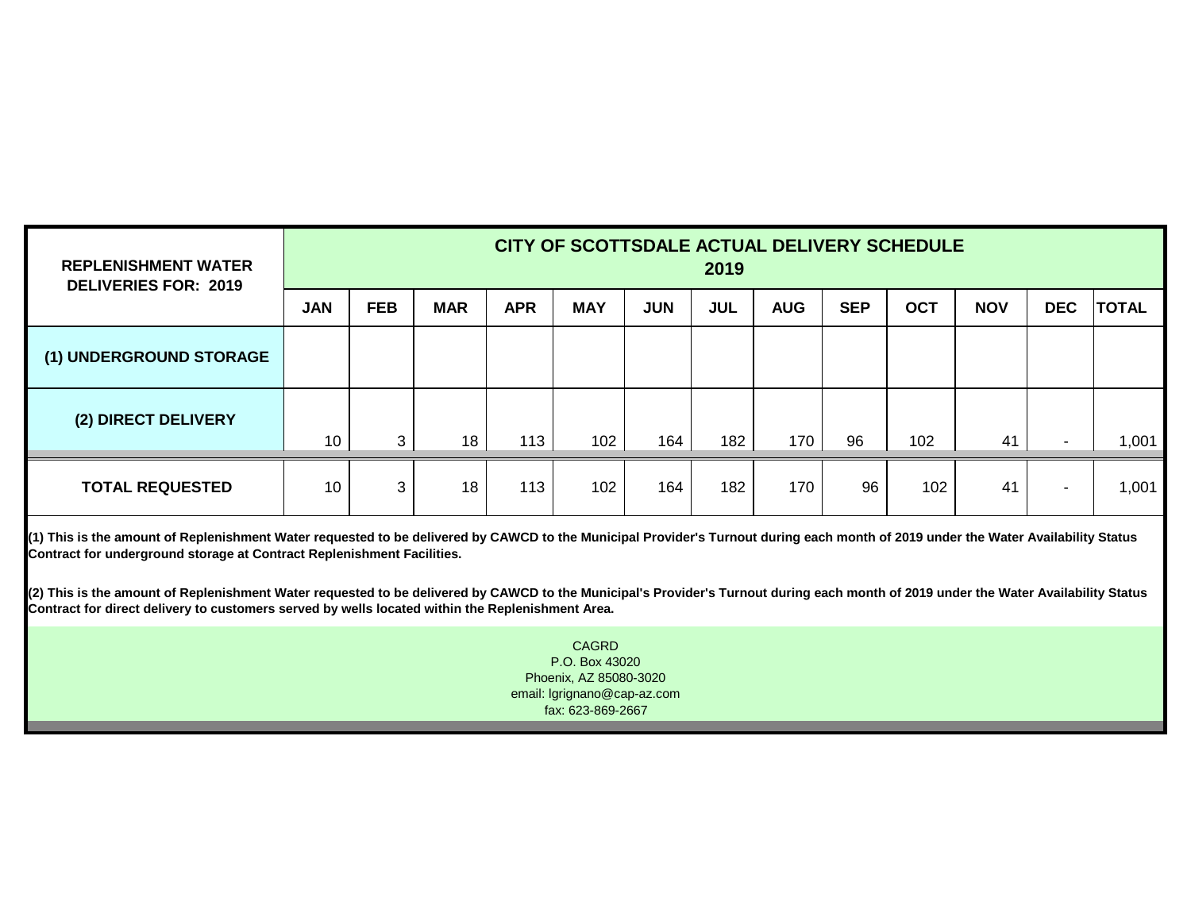| REPLENISHMENT WATER DELIVERIES FOR: 2019 | CITY OF SCOTTSDALE ACTUAL DELIVERY SCHEDULE 2019 | | | | | | | | | | | | |
|---|---|---|---|---|---|---|---|---|---|---|---|---|---|
| | JAN | FEB | MAR | APR | MAY | JUN | JUL | AUG | SEP | OCT | NOV | DEC | TOTAL |
| (1) UNDERGROUND STORAGE | | | | | | | | | | | | | |
| (2) DIRECT DELIVERY | 10 | 3 | 18 | 113 | 102 | 164 | 182 | 170 | 96 | 102 | 41 | - | 1,001 |
| TOTAL REQUESTED | 10 | 3 | 18 | 113 | 102 | 164 | 182 | 170 | 96 | 102 | 41 | - | 1,001 |

**(1) This is the amount of Replenishment Water requested to be delivered by CAWCD to the Municipal Provider's Turnout during each month of 2019 under the Water Availability Status Contract for underground storage at Contract Replenishment Facilities.**

**(2) This is the amount of Replenishment Water requested to be delivered by CAWCD to the Municipal's Provider's Turnout during each month of 2019 under the Water Availability Status Contract for direct delivery to customers served by wells located within the Replenishment Area.**

CAGRD
P.O. Box 43020
Phoenix, AZ 85080-3020
email: lgrignano@cap-az.com
fax: 623-869-2667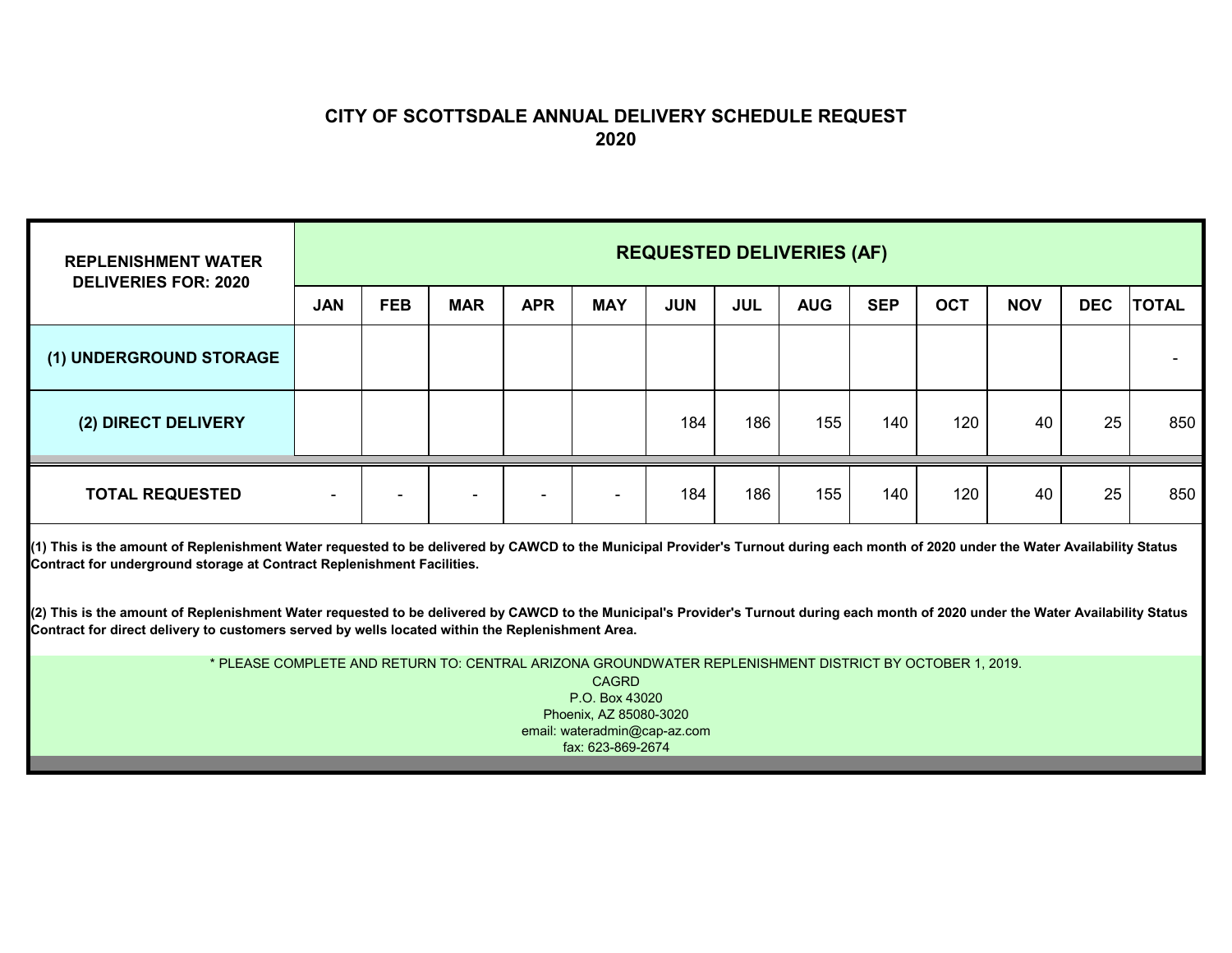# CITY OF SCOTTSDALE ANNUAL DELIVERY SCHEDULE REQUEST
# 2020

| REPLENISHMENT WATER DELIVERIES FOR: 2020 | REQUESTED DELIVERIES (AF) | | | | | | | | | | | | |
|---|---|---|---|---|---|---|---|---|---|---|---|---|---|
| | JAN | FEB | MAR | APR | MAY | JUN | JUL | AUG | SEP | OCT | NOV | DEC | TOTAL |
| (1) UNDERGROUND STORAGE | | | | | | | | | | | | | - |
| (2) DIRECT DELIVERY | | | | | | 184 | 186 | 155 | 140 | 120 | 40 | 25 | 850 |
| TOTAL REQUESTED | - | - | - | - | - | 184 | 186 | 155 | 140 | 120 | 40 | 25 | 850 |

**(1) This is the amount of Replenishment Water requested to be delivered by CAWCD to the Municipal Provider's Turnout during each month of 2020 under the Water Availability Status Contract for underground storage at Contract Replenishment Facilities.**

**(2) This is the amount of Replenishment Water requested to be delivered by CAWCD to the Municipal's Provider's Turnout during each month of 2020 under the Water Availability Status Contract for direct delivery to customers served by wells located within the Replenishment Area.**

* PLEASE COMPLETE AND RETURN TO: CENTRAL ARIZONA GROUNDWATER REPLENISHMENT DISTRICT BY OCTOBER 1, 2019.

CAGRD
P.O. Box 43020
Phoenix, AZ 85080-3020
email: wateradmin@cap-az.com
fax: 623-869-2674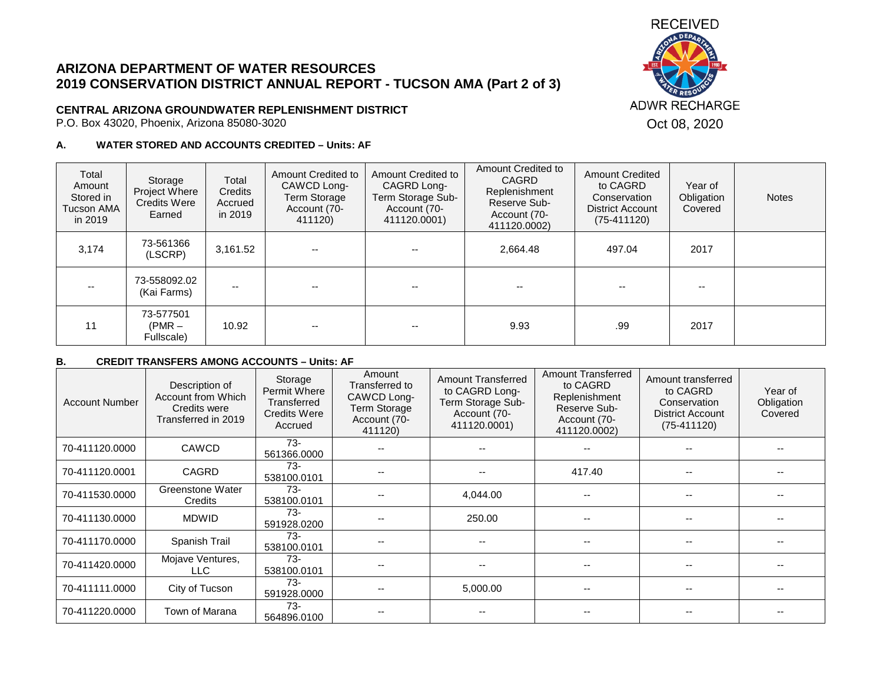RECEIVED

ADWR RECHARGE

Oct 08, 2020

# ARIZONA DEPARTMENT OF WATER RESOURCES
# 2019 CONSERVATION DISTRICT ANNUAL REPORT - TUCSON AMA (Part 2 of 3)

**CENTRAL ARIZONA GROUNDWATER REPLENISHMENT DISTRICT**
P.O. Box 43020, Phoenix, Arizona 85080-3020

### A. WATER STORED AND ACCOUNTS CREDITED – Units: AF

| Total Amount Stored in Tucson AMA in 2019 | Storage Project Where Credits Were Earned | Total Credits Accrued in 2019 | Amount Credited to CAWCD Long-Term Storage Account (70-411120) | Amount Credited to CAGRD Long-Term Storage Sub-Account (70-411120.0001) | Amount Credited to CAGRD Replenishment Reserve Sub-Account (70-411120.0002) | Amount Credited to CAGRD Conservation District Account (75-411120) | Year of Obligation Covered | Notes |
|---|---|---|---|---|---|---|---|---|
| 3,174 | 73-561366 (LSCRP) | 3,161.52 | -- | -- | 2,664.48 | 497.04 | 2017 | |
| -- | 73-558092.02 (Kai Farms) | -- | -- | -- | -- | -- | -- | |
| 11 | 73-577501 (PMR – Fullscale) | 10.92 | -- | -- | 9.93 | .99 | 2017 | |

### B. CREDIT TRANSFERS AMONG ACCOUNTS – Units: AF

| Account Number | Description of Account from Which Credits were Transferred in 2019 | Storage Permit Where Transferred Credits Were Accrued | Amount Transferred to CAWCD Long-Term Storage Account (70-411120) | Amount Transferred to CAGRD Long-Term Storage Sub-Account (70-411120.0001) | Amount Transferred to CAGRD Replenishment Reserve Sub-Account (70-411120.0002) | Amount transferred to CAGRD Conservation District Account (75-411120) | Year of Obligation Covered |
|---|---|---|---|---|---|---|---|
| 70-411120.0000 | CAWCD | 73-561366.0000 | -- | -- | -- | -- | -- |
| 70-411120.0001 | CAGRD | 73-538100.0101 | -- | -- | 417.40 | -- | -- |
| 70-411530.0000 | Greenstone Water Credits | 73-538100.0101 | -- | 4,044.00 | -- | -- | -- |
| 70-411130.0000 | MDWID | 73-591928.0200 | -- | 250.00 | -- | -- | -- |
| 70-411170.0000 | Spanish Trail | 73-538100.0101 | -- | -- | -- | -- | -- |
| 70-411420.0000 | Mojave Ventures, LLC | 73-538100.0101 | -- | -- | -- | -- | -- |
| 70-411111.0000 | City of Tucson | 73-591928.0000 | -- | 5,000.00 | -- | -- | -- |
| 70-411220.0000 | Town of Marana | 73-564896.0100 | -- | -- | -- | -- | -- |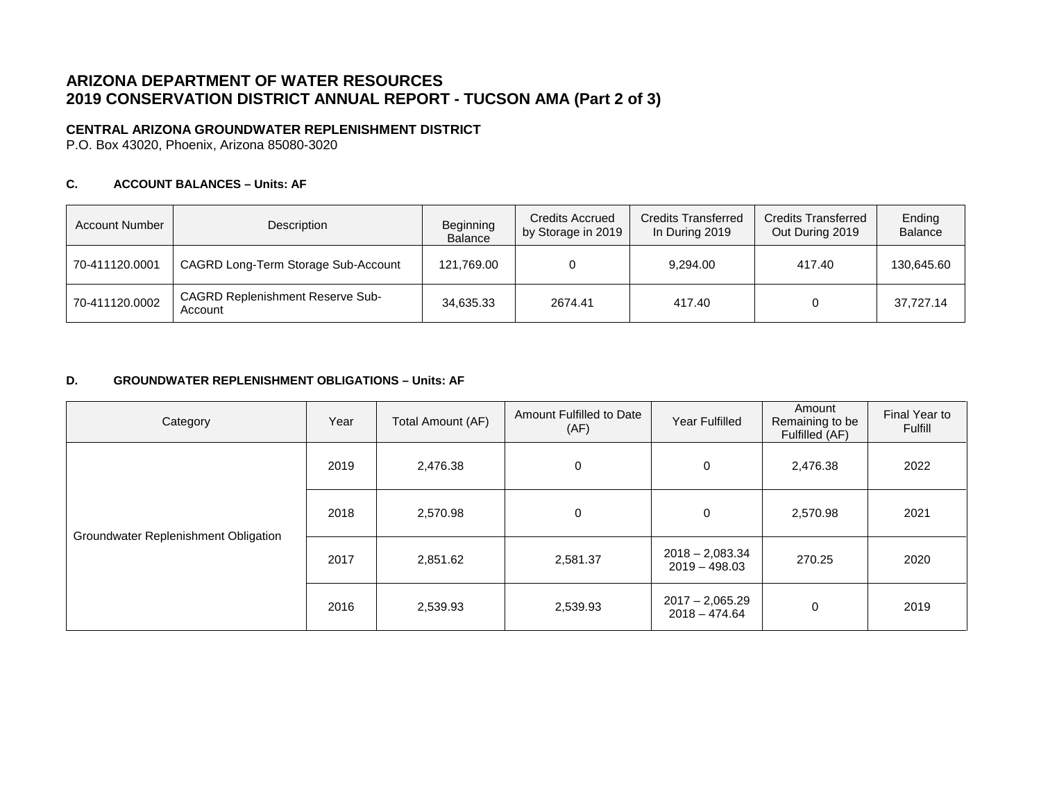# ARIZONA DEPARTMENT OF WATER RESOURCES
# 2019 CONSERVATION DISTRICT ANNUAL REPORT - TUCSON AMA (Part 2 of 3)

**CENTRAL ARIZONA GROUNDWATER REPLENISHMENT DISTRICT**
P.O. Box 43020, Phoenix, Arizona 85080-3020

### C. ACCOUNT BALANCES – Units: AF

| Account Number | Description | Beginning Balance | Credits Accrued by Storage in 2019 | Credits Transferred In During 2019 | Credits Transferred Out During 2019 | Ending Balance |
|---|---|---|---|---|---|---|
| 70-411120.0001 | CAGRD Long-Term Storage Sub-Account | 121,769.00 | 0 | 9,294.00 | 417.40 | 130,645.60 |
| 70-411120.0002 | CAGRD Replenishment Reserve Sub-Account | 34,635.33 | 2674.41 | 417.40 | 0 | 37,727.14 |

### D. GROUNDWATER REPLENISHMENT OBLIGATIONS – Units: AF

| Category | Year | Total Amount (AF) | Amount Fulfilled to Date (AF) | Year Fulfilled | Amount Remaining to be Fulfilled (AF) | Final Year to Fulfill |
|---|---|---|---|---|---|---|
| Groundwater Replenishment Obligation | 2019 | 2,476.38 | 0 | 0 | 2,476.38 | 2022 |
| | 2018 | 2,570.98 | 0 | 0 | 2,570.98 | 2021 |
| | 2017 | 2,851.62 | 2,581.37 | 2018 – 2,083.34<br>2019 – 498.03 | 270.25 | 2020 |
| | 2016 | 2,539.93 | 2,539.93 | 2017 – 2,065.29<br>2018 – 474.64 | 0 | 2019 |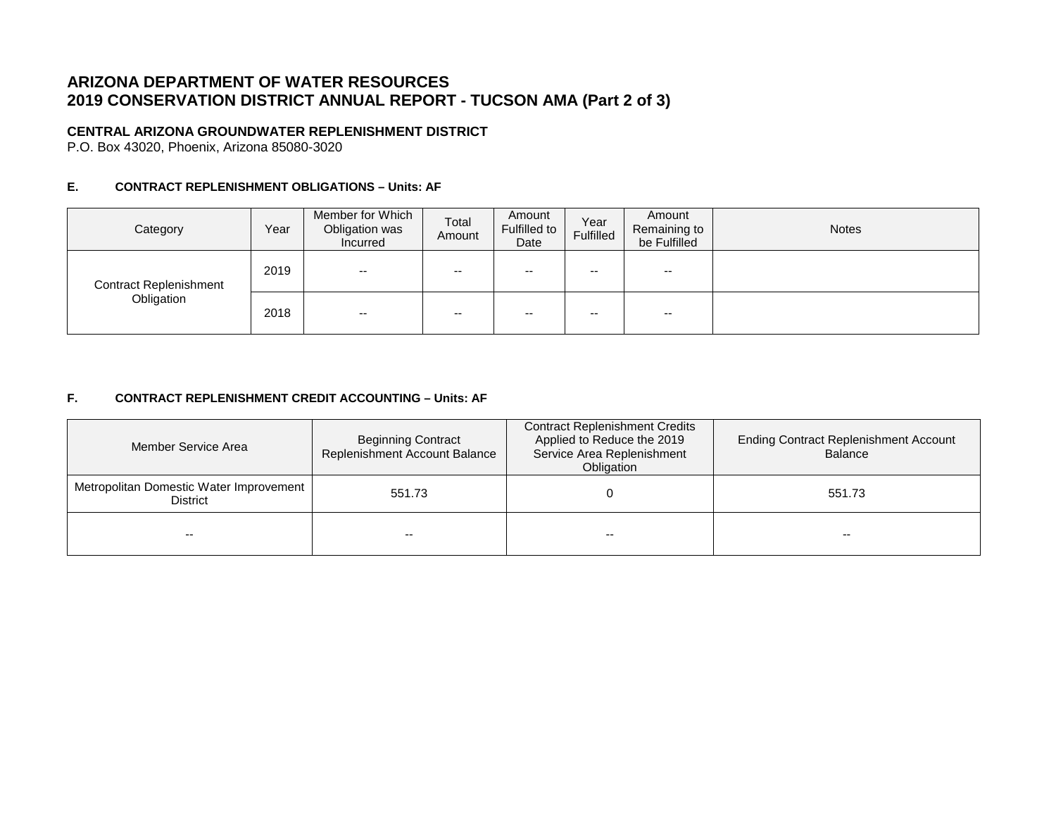# ARIZONA DEPARTMENT OF WATER RESOURCES
# 2019 CONSERVATION DISTRICT ANNUAL REPORT - TUCSON AMA (Part 2 of 3)

**CENTRAL ARIZONA GROUNDWATER REPLENISHMENT DISTRICT**
P.O. Box 43020, Phoenix, Arizona 85080-3020

### E. CONTRACT REPLENISHMENT OBLIGATIONS – Units: AF

| Category | Year | Member for Which Obligation was Incurred | Total Amount | Amount Fulfilled to Date | Year Fulfilled | Amount Remaining to be Fulfilled | Notes |
|---|---|---|---|---|---|---|---|
| Contract Replenishment Obligation | 2019 | -- | -- | -- | -- | -- | |
| | 2018 | -- | -- | -- | -- | -- | |

### F. CONTRACT REPLENISHMENT CREDIT ACCOUNTING – Units: AF

| Member Service Area | Beginning Contract Replenishment Account Balance | Contract Replenishment Credits Applied to Reduce the 2019 Service Area Replenishment Obligation | Ending Contract Replenishment Account Balance |
|---|---|---|---|
| Metropolitan Domestic Water Improvement District | 551.73 | 0 | 551.73 |
| -- | -- | -- | -- |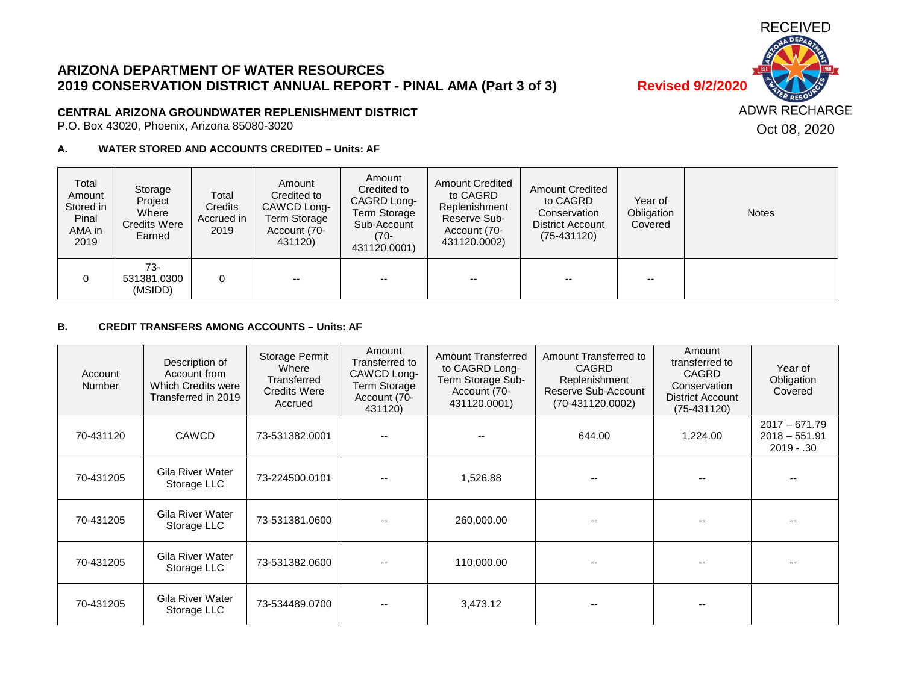RECEIVED

ADWR RECHARGE

Oct 08, 2020

# ARIZONA DEPARTMENT OF WATER RESOURCES
# 2019 CONSERVATION DISTRICT ANNUAL REPORT - PINAL AMA (Part 3 of 3)

**Revised 9/2/2020**

**CENTRAL ARIZONA GROUNDWATER REPLENISHMENT DISTRICT**

P.O. Box 43020, Phoenix, Arizona 85080-3020

### A. WATER STORED AND ACCOUNTS CREDITED – Units: AF

| Total Amount Stored in Pinal AMA in 2019 | Storage Project Where Credits Were Earned | Total Credits Accrued in 2019 | Amount Credited to CAWCD Long-Term Storage Account (70-431120) | Amount Credited to CAGRD Long-Term Storage Sub-Account (70-431120.0001) | Amount Credited to CAGRD Replenishment Reserve Sub-Account (70-431120.0002) | Amount Credited to CAGRD Conservation District Account (75-431120) | Year of Obligation Covered | Notes |
|---|---|---|---|---|---|---|---|---|
| 0 | 73-531381.0300 (MSIDD) | 0 | -- | -- | -- | -- | -- | |

### B. CREDIT TRANSFERS AMONG ACCOUNTS – Units: AF

| Account Number | Description of Account from Which Credits were Transferred in 2019 | Storage Permit Where Transferred Credits Were Accrued | Amount Transferred to CAWCD Long-Term Storage Account (70-431120) | Amount Transferred to CAGRD Long-Term Storage Sub-Account (70-431120.0001) | Amount Transferred to CAGRD Replenishment Reserve Sub-Account (70-431120.0002) | Amount transferred to CAGRD Conservation District Account (75-431120) | Year of Obligation Covered |
|---|---|---|---|---|---|---|---|
| 70-431120 | CAWCD | 73-531382.0001 | -- | -- | 644.00 | 1,224.00 | 2017 – 671.79<br>2018 – 551.91<br>2019 - .30 |
| 70-431205 | Gila River Water Storage LLC | 73-224500.0101 | -- | 1,526.88 | -- | -- | -- |
| 70-431205 | Gila River Water Storage LLC | 73-531381.0600 | -- | 260,000.00 | -- | -- | -- |
| 70-431205 | Gila River Water Storage LLC | 73-531382.0600 | -- | 110,000.00 | -- | -- | -- |
| 70-431205 | Gila River Water Storage LLC | 73-534489.0700 | -- | 3,473.12 | -- | -- | |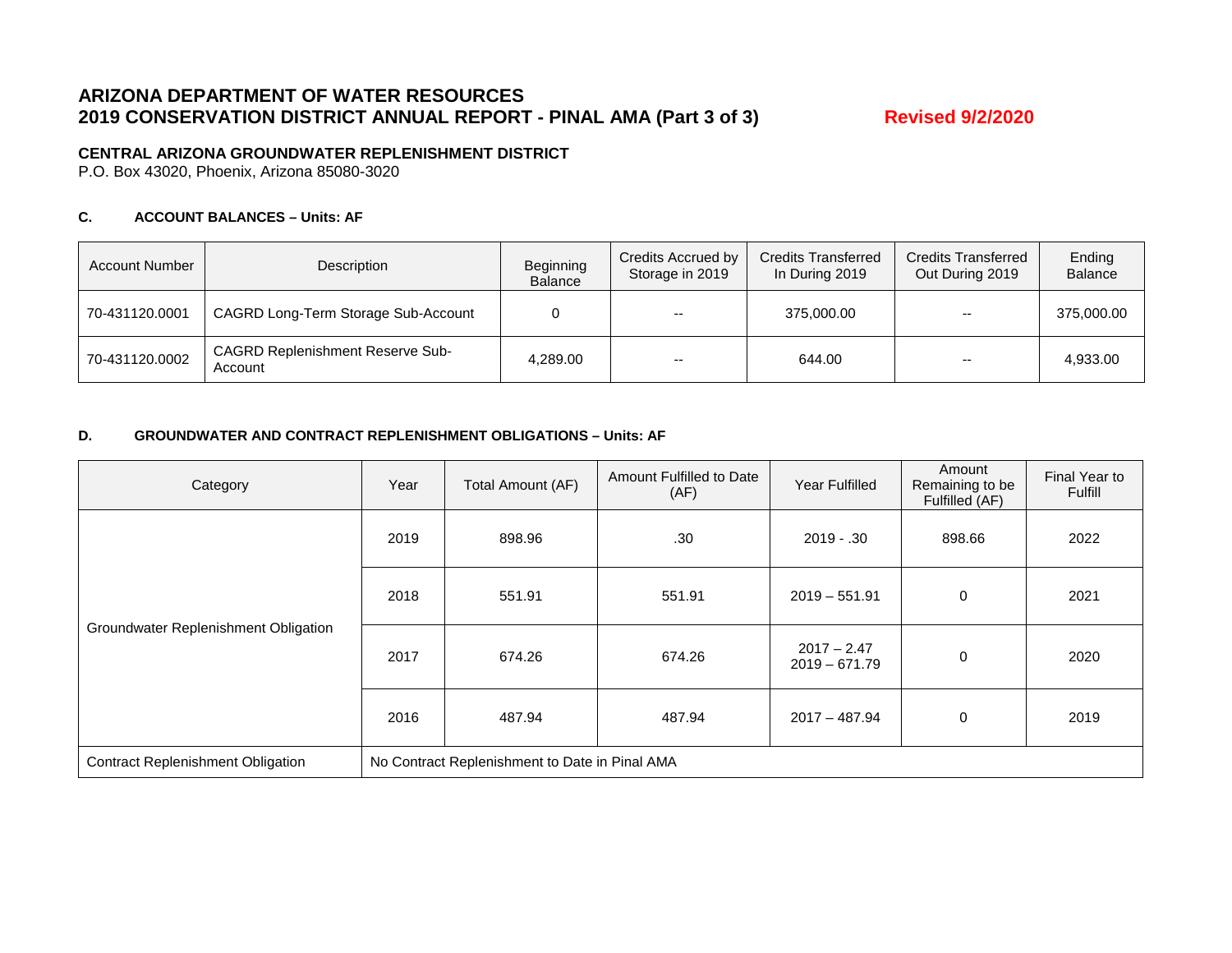# ARIZONA DEPARTMENT OF WATER RESOURCES
# 2019 CONSERVATION DISTRICT ANNUAL REPORT - PINAL AMA (Part 3 of 3)

**Revised 9/2/2020**

**CENTRAL ARIZONA GROUNDWATER REPLENISHMENT DISTRICT**
P.O. Box 43020, Phoenix, Arizona 85080-3020

### C. ACCOUNT BALANCES – Units: AF

| Account Number | Description | Beginning Balance | Credits Accrued by Storage in 2019 | Credits Transferred In During 2019 | Credits Transferred Out During 2019 | Ending Balance |
|---|---|---|---|---|---|---|
| 70-431120.0001 | CAGRD Long-Term Storage Sub-Account | 0 | -- | 375,000.00 | -- | 375,000.00 |
| 70-431120.0002 | CAGRD Replenishment Reserve Sub-Account | 4,289.00 | -- | 644.00 | -- | 4,933.00 |

### D. GROUNDWATER AND CONTRACT REPLENISHMENT OBLIGATIONS – Units: AF

| Category | Year | Total Amount (AF) | Amount Fulfilled to Date (AF) | Year Fulfilled | Amount Remaining to be Fulfilled (AF) | Final Year to Fulfill |
|---|---|---|---|---|---|---|
| Groundwater Replenishment Obligation | 2019 | 898.96 | .30 | 2019 - .30 | 898.66 | 2022 |
| | 2018 | 551.91 | 551.91 | 2019 – 551.91 | 0 | 2021 |
| | 2017 | 674.26 | 674.26 | 2017 – 2.47<br>2019 – 671.79 | 0 | 2020 |
| | 2016 | 487.94 | 487.94 | 2017 – 487.94 | 0 | 2019 |
| Contract Replenishment Obligation | No Contract Replenishment to Date in Pinal AMA | | | | | |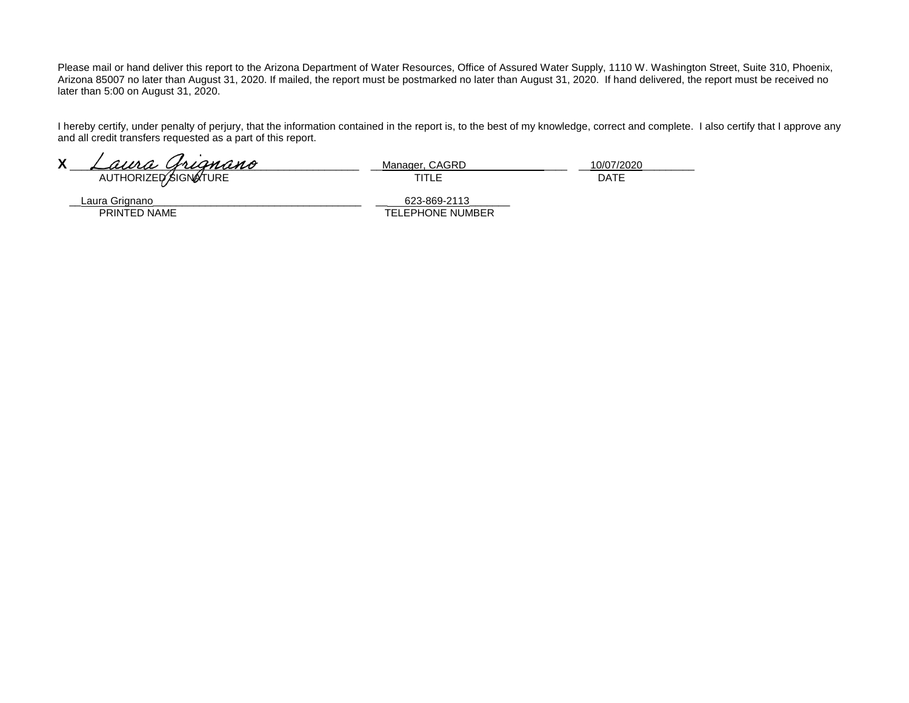Please mail or hand deliver this report to the Arizona Department of Water Resources, Office of Assured Water Supply, 1110 W. Washington Street, Suite 310, Phoenix, Arizona 85007 no later than August 31, 2020. If mailed, the report must be postmarked no later than August 31, 2020. If hand delivered, the report must be received no later than 5:00 on August 31, 2020.

I hereby certify, under penalty of perjury, that the information contained in the report is, to the best of my knowledge, correct and complete. I also certify that I approve any and all credit transfers requested as a part of this report.

| | | |
|---|---|---|
| X Laura Grignano | Manager, CAGRD | 10/07/2020 |
| AUTHORIZED SIGNATURE | TITLE | DATE |
| Laura Grignano | 623-869-2113 | |
| PRINTED NAME | TELEPHONE NUMBER | |